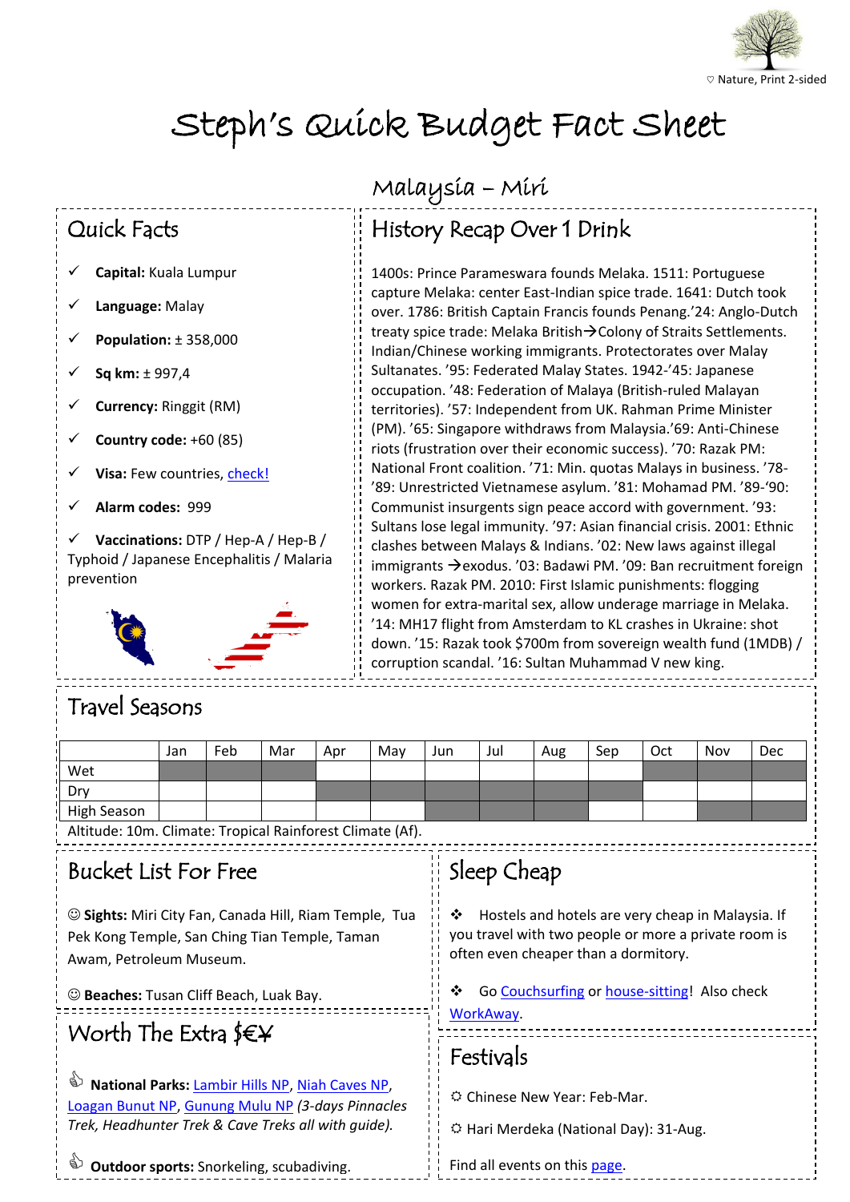♡ Nature, Print 2-sided

# Steph's Quick Budget Fact Sheet

## Malaysia – Miri

### Quick Facts

- ✓ **Capital:** Kuala Lumpur
- ✓ **Language:** Malay
- ✓ **Population:** ± 358,000
- ✓ **Sq km:** ± 997,4
- ✓ **Currency:** Ringgit (RM)
- ✓ **Country code:** +60 (85)
- ✓ **Visa:** Few countries, check!
- ✓ **Alarm codes:** 999
- ✓ **Vaccinations:** DTP / Hep-A / Hep-B / Typhoid / Japanese Encephalitis / Malaria prevention

### History Recap Over 1 Drink

1400s: Prince Parameswara founds Melaka. 1511: Portuguese capture Melaka: center East-Indian spice trade. 1641: Dutch took over. 1786: British Captain Francis founds Penang.'24: Anglo-Dutch treaty spice trade: Melaka British→Colony of Straits Settlements. Indian/Chinese working immigrants. Protectorates over Malay Sultanates. '95: Federated Malay States. 1942-'45: Japanese occupation. '48: Federation of Malaya (British-ruled Malayan territories). '57: Independent from UK. Rahman Prime Minister (PM). '65: Singapore withdraws from Malaysia.'69: Anti-Chinese riots (frustration over their economic success). '70: Razak PM: National Front coalition. '71: Min. quotas Malays in business. '78-'89: Unrestricted Vietnamese asylum. '81: Mohamad PM. '89-'90: Communist insurgents sign peace accord with government. '93: Sultans lose legal immunity. '97: Asian financial crisis. 2001: Ethnic clashes between Malays & Indians. '02: New laws against illegal immigrants →exodus. '03: Badawi PM. '09: Ban recruitment foreign workers. Razak PM. 2010: First Islamic punishments: flogging women for extra-marital sex, allow underage marriage in Melaka. '14: MH17 flight from Amsterdam to KL crashes in Ukraine: shot down. '15: Razak took $700m from sovereign wealth fund (1MDB) / corruption scandal. '16: Sultan Muhammad V new king.

### Travel Seasons

| | Jan | Feb | Mar | Apr | May | Jun | Jul | Aug | Sep | Oct | Nov | Dec |
|---|---|---|---|---|---|---|---|---|---|---|---|---|
| Wet | X | X | X | | | | | | | X | X | X |
| Dry | | | | X | X | X | X | X | X | | | |
| High Season | | | | | | X | X | X | | | X | X |

Altitude: 10m. Climate: Tropical Rainforest Climate (Af).

### Bucket List For Free

☺ **Sights:** Miri City Fan, Canada Hill, Riam Temple, Tua Pek Kong Temple, San Ching Tian Temple, Taman Awam, Petroleum Museum.

☺ **Beaches:** Tusan Cliff Beach, Luak Bay.

### Worth The Extra $€¥

👍 **National Parks:** Lambir Hills NP, Niah Caves NP, Loagan Bunut NP, Gunung Mulu NP *(3-days Pinnacles Trek, Headhunter Trek & Cave Treks all with guide).*

👍 **Outdoor sports:** Snorkeling, scubadiving.

### Sleep Cheap

❖ Hostels and hotels are very cheap in Malaysia. If you travel with two people or more a private room is often even cheaper than a dormitory.

❖ Go Couchsurfing or house-sitting! Also check WorkAway.

### Festivals

☼ Chinese New Year: Feb-Mar.

☼ Hari Merdeka (National Day): 31-Aug.

Find all events on this page.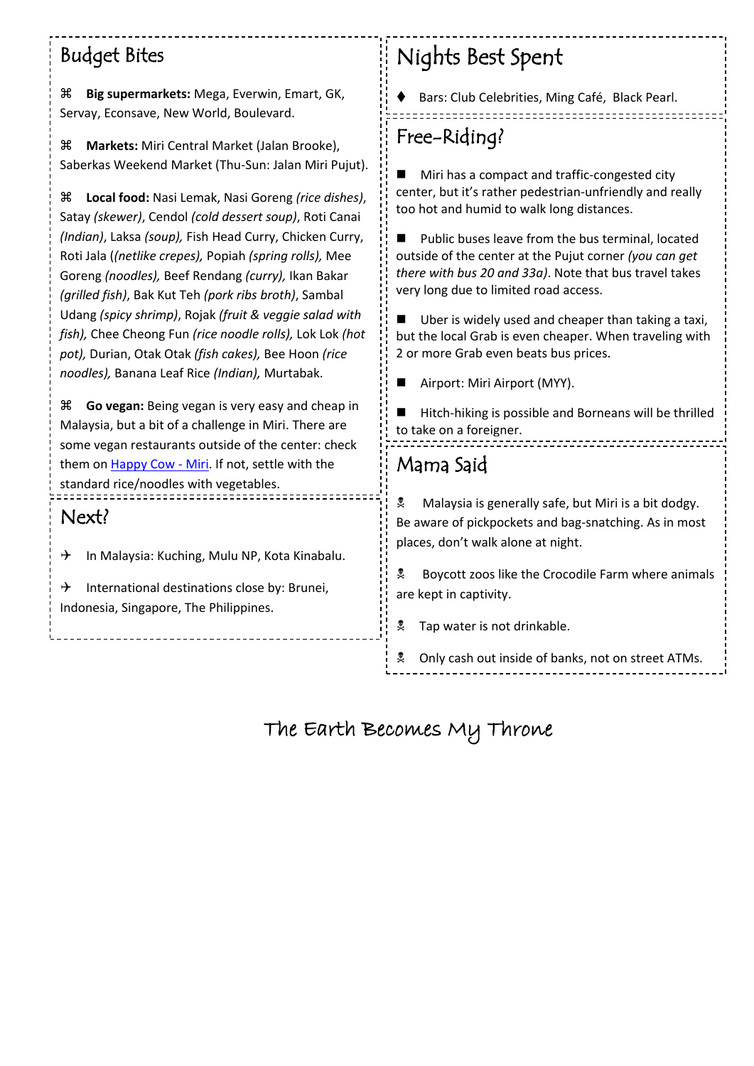## Budget Bites

⌘ **Big supermarkets:** Mega, Everwin, Emart, GK, Servay, Econsave, New World, Boulevard.

⌘ **Markets:** Miri Central Market (Jalan Brooke), Saberkas Weekend Market (Thu-Sun: Jalan Miri Pujut).

⌘ **Local food:** Nasi Lemak, Nasi Goreng *(rice dishes)*, Satay *(skewer)*, Cendol *(cold dessert soup)*, Roti Canai *(Indian)*, Laksa *(soup),* Fish Head Curry, Chicken Curry, Roti Jala (*(netlike crepes),* Popiah *(spring rolls),* Mee Goreng *(noodles),* Beef Rendang *(curry),* Ikan Bakar *(grilled fish)*, Bak Kut Teh *(pork ribs broth)*, Sambal Udang *(spicy shrimp)*, Rojak *(fruit & veggie salad with fish),* Chee Cheong Fun *(rice noodle rolls),* Lok Lok *(hot pot),* Durian, Otak Otak *(fish cakes),* Bee Hoon *(rice noodles),* Banana Leaf Rice *(Indian),* Murtabak.

⌘ **Go vegan:** Being vegan is very easy and cheap in Malaysia, but a bit of a challenge in Miri. There are some vegan restaurants outside of the center: check them on Happy Cow - Miri. If not, settle with the standard rice/noodles with vegetables.

## Next?

✈ In Malaysia: Kuching, Mulu NP, Kota Kinabalu.

✈ International destinations close by: Brunei, Indonesia, Singapore, The Philippines.

## Nights Best Spent

♦ Bars: Club Celebrities, Ming Café, Black Pearl.

## Free-Riding?

■ Miri has a compact and traffic-congested city center, but it's rather pedestrian-unfriendly and really too hot and humid to walk long distances.

■ Public buses leave from the bus terminal, located outside of the center at the Pujut corner *(you can get there with bus 20 and 33a)*. Note that bus travel takes very long due to limited road access.

■ Uber is widely used and cheaper than taking a taxi, but the local Grab is even cheaper. When traveling with 2 or more Grab even beats bus prices.

■ Airport: Miri Airport (MYY).

■ Hitch-hiking is possible and Borneans will be thrilled to take on a foreigner.

## Mama Said

☠ Malaysia is generally safe, but Miri is a bit dodgy. Be aware of pickpockets and bag-snatching. As in most places, don't walk alone at night.

☠ Boycott zoos like the Crocodile Farm where animals are kept in captivity.

☠ Tap water is not drinkable.

☠ Only cash out inside of banks, not on street ATMs.

The Earth Becomes My Throne